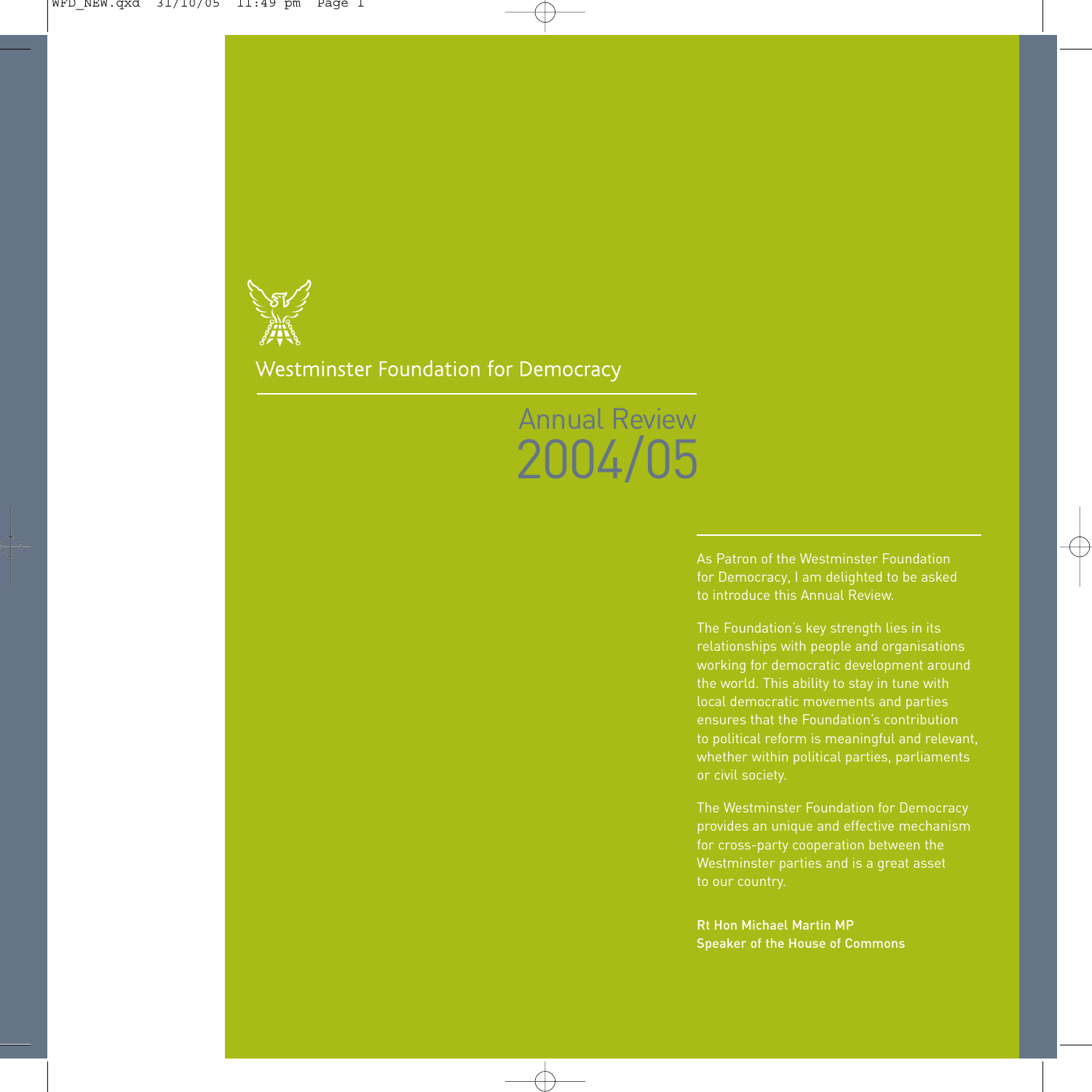# Westminster Foundation for Democracy

## Annual Review 2004/05

As Patron of the Westminster Foundation for Democracy, I am delighted to be asked to introduce this Annual Review.

The Foundation's key strength lies in its relationships with people and organisations working for democratic development around the world. This ability to stay in tune with local democratic movements and parties ensures that the Foundation's contribution to political reform is meaningful and relevant, whether within political parties, parliaments or civil society.

The Westminster Foundation for Democracy provides an unique and effective mechanism for cross-party cooperation between the Westminster parties and is a great asset to our country.

**Rt Hon Michael Martin MP**
**Speaker of the House of Commons**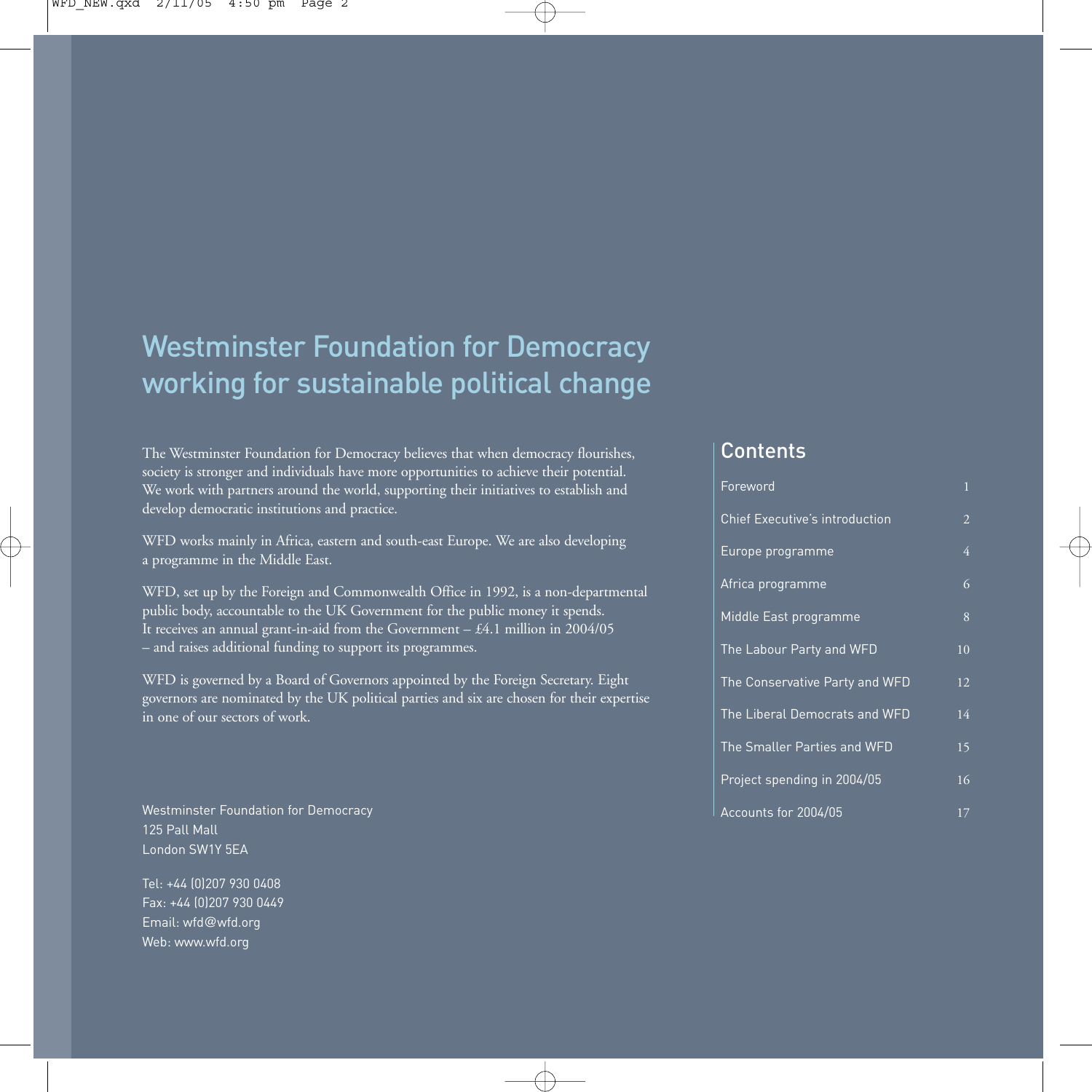# Westminster Foundation for Democracy working for sustainable political change

The Westminster Foundation for Democracy believes that when democracy flourishes, society is stronger and individuals have more opportunities to achieve their potential. We work with partners around the world, supporting their initiatives to establish and develop democratic institutions and practice.

WFD works mainly in Africa, eastern and south-east Europe. We are also developing a programme in the Middle East.

WFD, set up by the Foreign and Commonwealth Office in 1992, is a non-departmental public body, accountable to the UK Government for the public money it spends. It receives an annual grant-in-aid from the Government – £4.1 million in 2004/05 – and raises additional funding to support its programmes.

WFD is governed by a Board of Governors appointed by the Foreign Secretary. Eight governors are nominated by the UK political parties and six are chosen for their expertise in one of our sectors of work.

Westminster Foundation for Democracy
125 Pall Mall
London SW1Y 5EA

Tel: +44 (0)207 930 0408
Fax: +44 (0)207 930 0449
Email: wfd@wfd.org
Web: www.wfd.org

## Contents

| | |
|---|---|
| Foreword | 1 |
| Chief Executive's introduction | 2 |
| Europe programme | 4 |
| Africa programme | 6 |
| Middle East programme | 8 |
| The Labour Party and WFD | 10 |
| The Conservative Party and WFD | 12 |
| The Liberal Democrats and WFD | 14 |
| The Smaller Parties and WFD | 15 |
| Project spending in 2004/05 | 16 |
| Accounts for 2004/05 | 17 |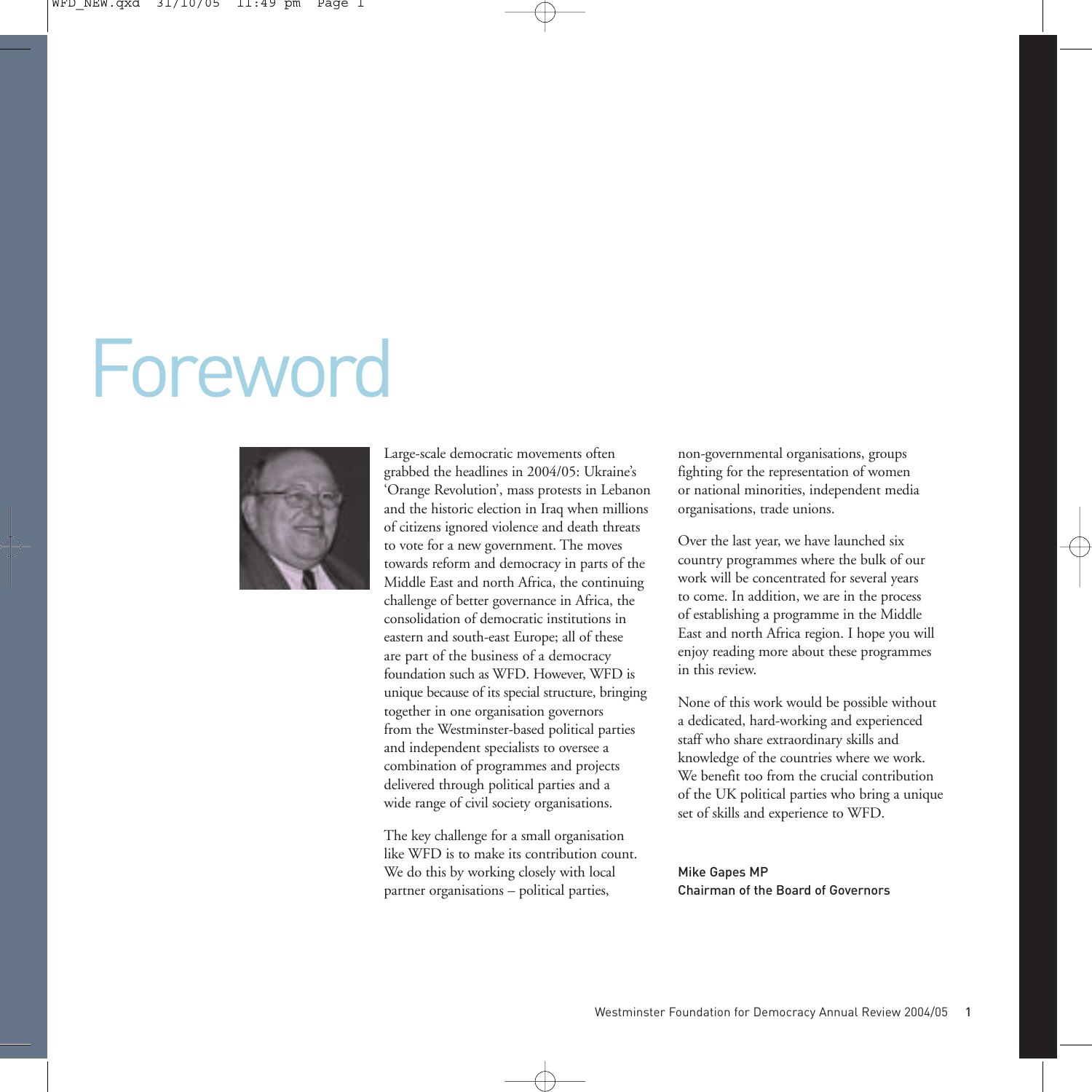# Foreword

Large-scale democratic movements often grabbed the headlines in 2004/05: Ukraine's 'Orange Revolution', mass protests in Lebanon and the historic election in Iraq when millions of citizens ignored violence and death threats to vote for a new government. The moves towards reform and democracy in parts of the Middle East and north Africa, the continuing challenge of better governance in Africa, the consolidation of democratic institutions in eastern and south-east Europe; all of these are part of the business of a democracy foundation such as WFD. However, WFD is unique because of its special structure, bringing together in one organisation governors from the Westminster-based political parties and independent specialists to oversee a combination of programmes and projects delivered through political parties and a wide range of civil society organisations.

The key challenge for a small organisation like WFD is to make its contribution count. We do this by working closely with local partner organisations – political parties, non-governmental organisations, groups fighting for the representation of women or national minorities, independent media organisations, trade unions.

Over the last year, we have launched six country programmes where the bulk of our work will be concentrated for several years to come. In addition, we are in the process of establishing a programme in the Middle East and north Africa region. I hope you will enjoy reading more about these programmes in this review.

None of this work would be possible without a dedicated, hard-working and experienced staff who share extraordinary skills and knowledge of the countries where we work. We benefit too from the crucial contribution of the UK political parties who bring a unique set of skills and experience to WFD.

Mike Gapes MP
Chairman of the Board of Governors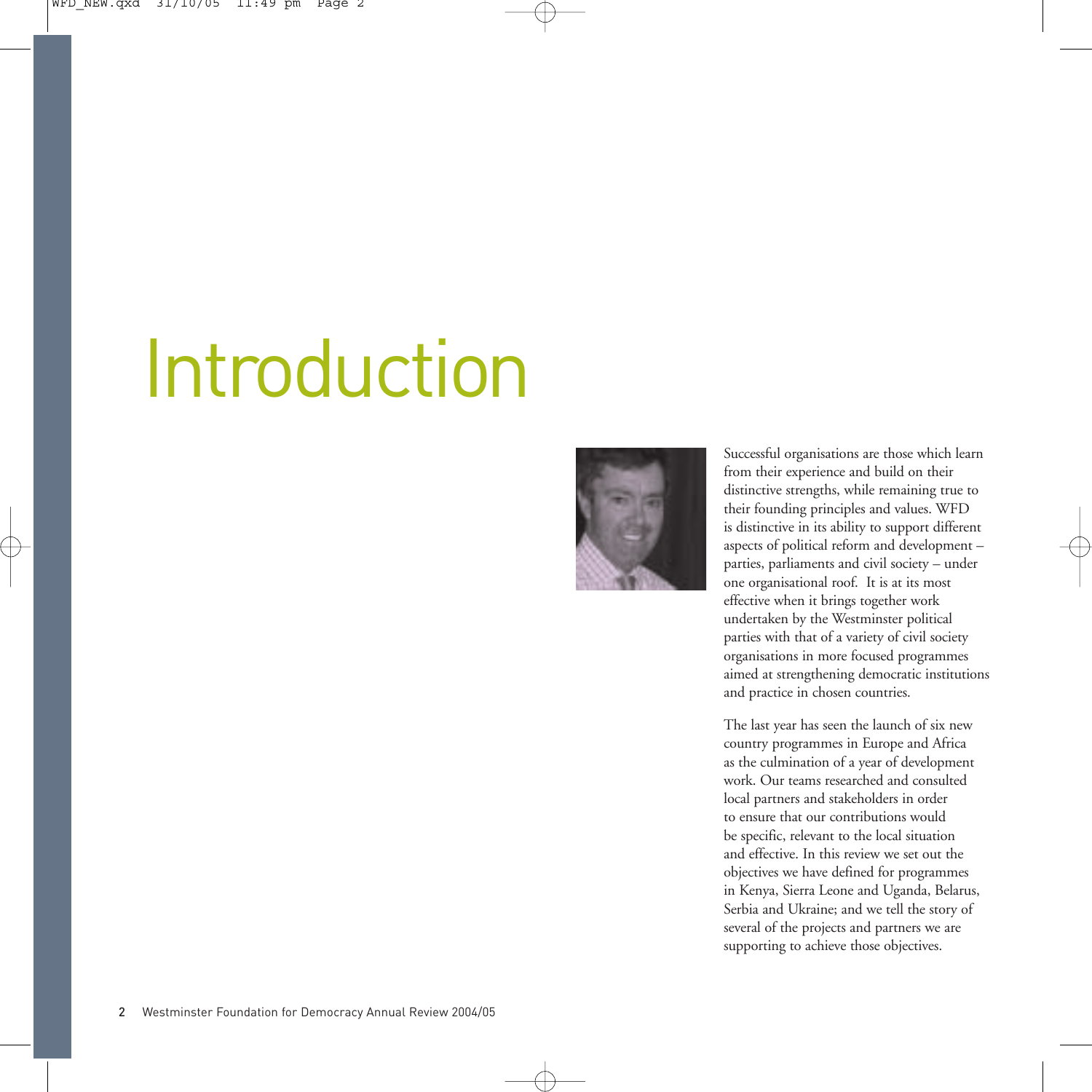# Introduction

Successful organisations are those which learn from their experience and build on their distinctive strengths, while remaining true to their founding principles and values. WFD is distinctive in its ability to support different aspects of political reform and development – parties, parliaments and civil society – under one organisational roof. It is at its most effective when it brings together work undertaken by the Westminster political parties with that of a variety of civil society organisations in more focused programmes aimed at strengthening democratic institutions and practice in chosen countries.

The last year has seen the launch of six new country programmes in Europe and Africa as the culmination of a year of development work. Our teams researched and consulted local partners and stakeholders in order to ensure that our contributions would be specific, relevant to the local situation and effective. In this review we set out the objectives we have defined for programmes in Kenya, Sierra Leone and Uganda, Belarus, Serbia and Ukraine; and we tell the story of several of the projects and partners we are supporting to achieve those objectives.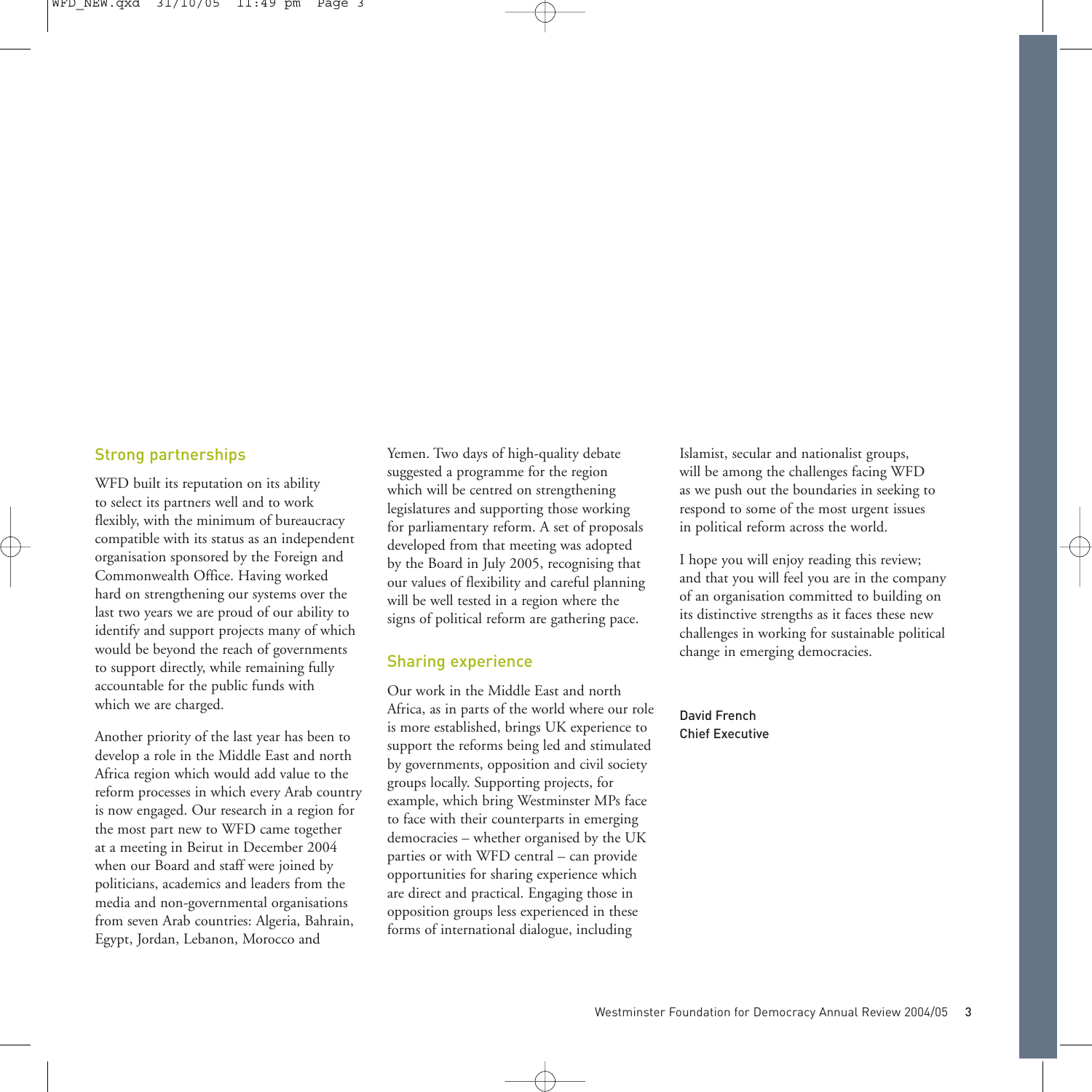## Strong partnerships

WFD built its reputation on its ability to select its partners well and to work flexibly, with the minimum of bureaucracy compatible with its status as an independent organisation sponsored by the Foreign and Commonwealth Office. Having worked hard on strengthening our systems over the last two years we are proud of our ability to identify and support projects many of which would be beyond the reach of governments to support directly, while remaining fully accountable for the public funds with which we are charged.

Another priority of the last year has been to develop a role in the Middle East and north Africa region which would add value to the reform processes in which every Arab country is now engaged. Our research in a region for the most part new to WFD came together at a meeting in Beirut in December 2004 when our Board and staff were joined by politicians, academics and leaders from the media and non-governmental organisations from seven Arab countries: Algeria, Bahrain, Egypt, Jordan, Lebanon, Morocco and Yemen. Two days of high-quality debate suggested a programme for the region which will be centred on strengthening legislatures and supporting those working for parliamentary reform. A set of proposals developed from that meeting was adopted by the Board in July 2005, recognising that our values of flexibility and careful planning will be well tested in a region where the signs of political reform are gathering pace.

## Sharing experience

Our work in the Middle East and north Africa, as in parts of the world where our role is more established, brings UK experience to support the reforms being led and stimulated by governments, opposition and civil society groups locally. Supporting projects, for example, which bring Westminster MPs face to face with their counterparts in emerging democracies – whether organised by the UK parties or with WFD central – can provide opportunities for sharing experience which are direct and practical. Engaging those in opposition groups less experienced in these forms of international dialogue, including Islamist, secular and nationalist groups, will be among the challenges facing WFD as we push out the boundaries in seeking to respond to some of the most urgent issues in political reform across the world.

I hope you will enjoy reading this review; and that you will feel you are in the company of an organisation committed to building on its distinctive strengths as it faces these new challenges in working for sustainable political change in emerging democracies.

David French
Chief Executive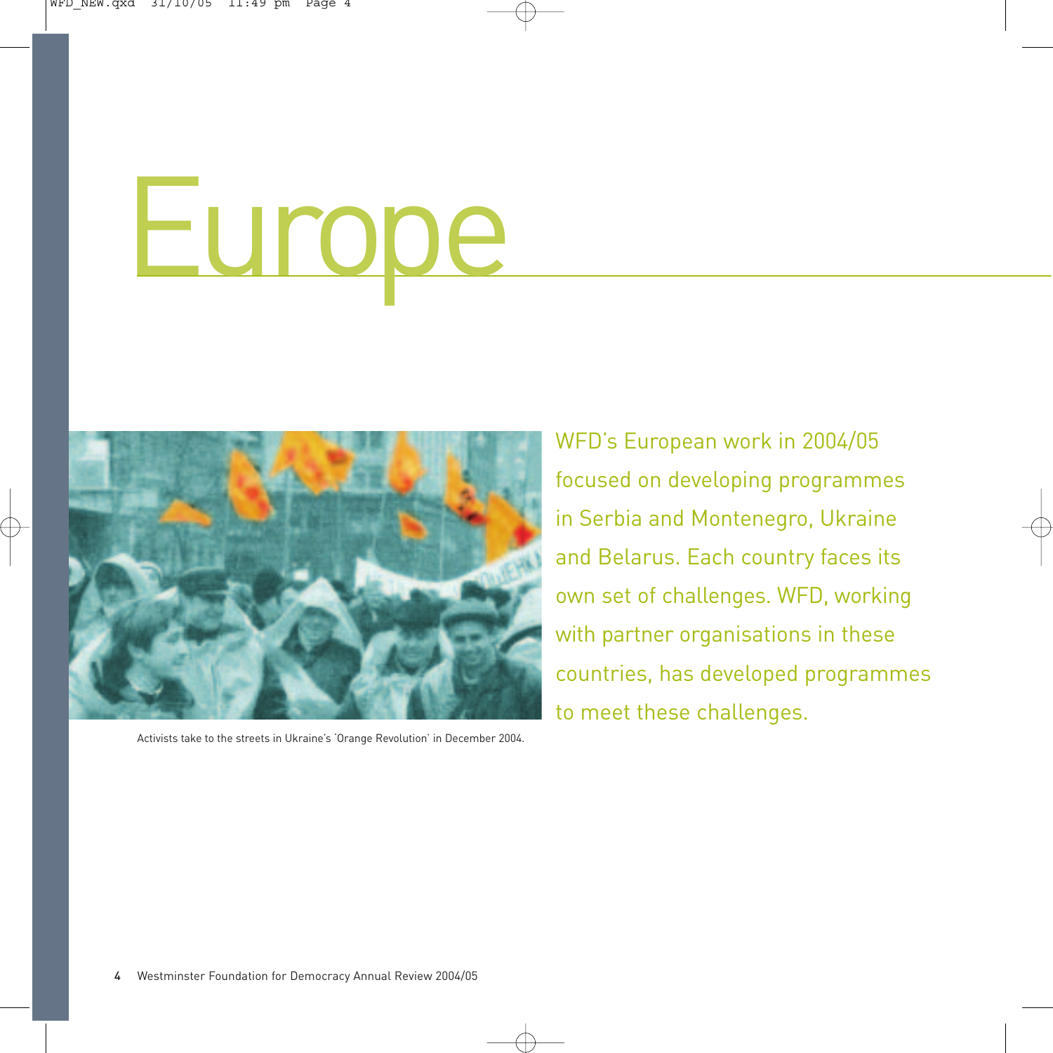# Europe

Activists take to the streets in Ukraine's 'Orange Revolution' in December 2004.

WFD's European work in 2004/05 focused on developing programmes in Serbia and Montenegro, Ukraine and Belarus. Each country faces its own set of challenges. WFD, working with partner organisations in these countries, has developed programmes to meet these challenges.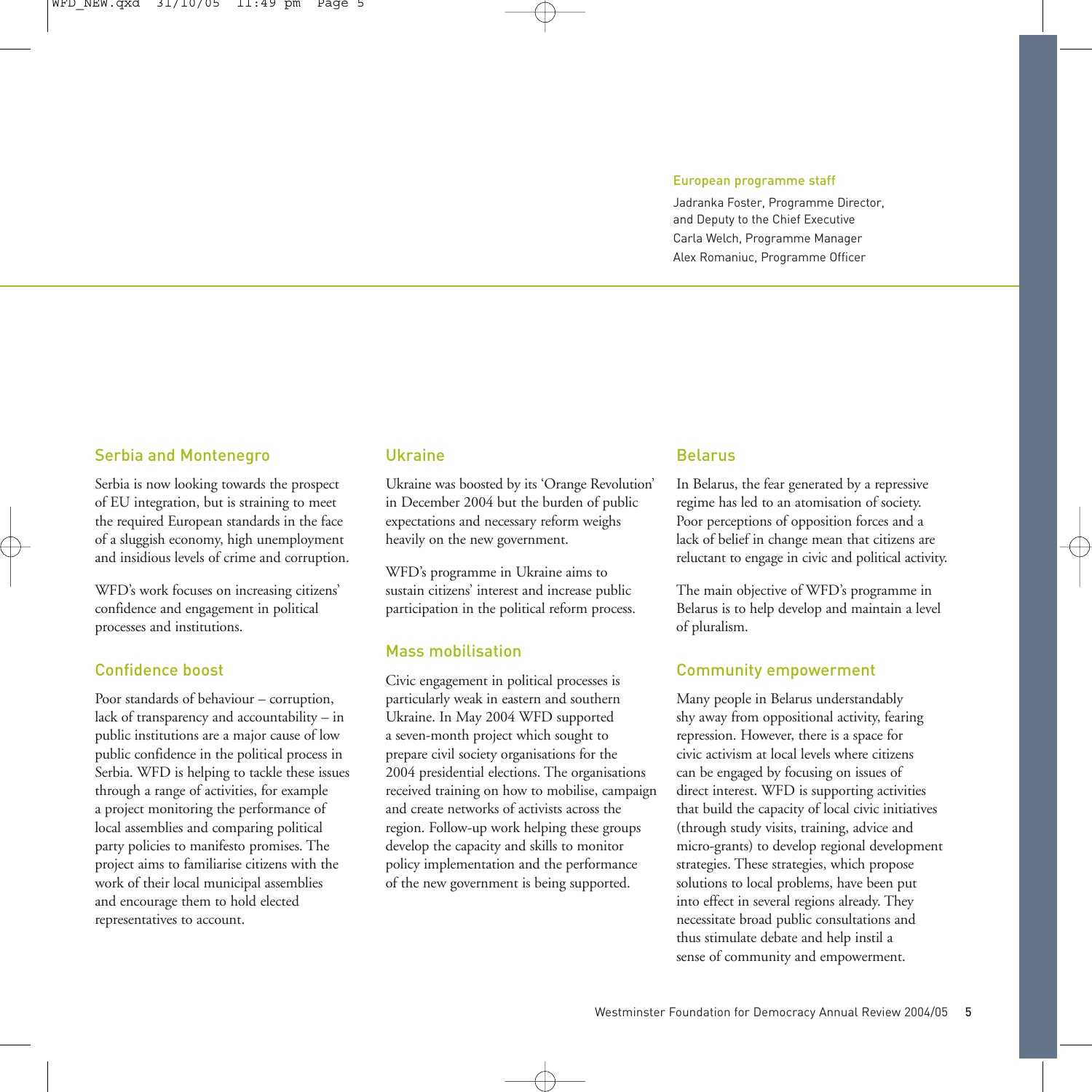### European programme staff

Jadranka Foster, Programme Director, and Deputy to the Chief Executive
Carla Welch, Programme Manager
Alex Romaniuc, Programme Officer

## Serbia and Montenegro

Serbia is now looking towards the prospect of EU integration, but is straining to meet the required European standards in the face of a sluggish economy, high unemployment and insidious levels of crime and corruption.

WFD's work focuses on increasing citizens' confidence and engagement in political processes and institutions.

### Confidence boost

Poor standards of behaviour – corruption, lack of transparency and accountability – in public institutions are a major cause of low public confidence in the political process in Serbia. WFD is helping to tackle these issues through a range of activities, for example a project monitoring the performance of local assemblies and comparing political party policies to manifesto promises. The project aims to familiarise citizens with the work of their local municipal assemblies and encourage them to hold elected representatives to account.

## Ukraine

Ukraine was boosted by its 'Orange Revolution' in December 2004 but the burden of public expectations and necessary reform weighs heavily on the new government.

WFD's programme in Ukraine aims to sustain citizens' interest and increase public participation in the political reform process.

### Mass mobilisation

Civic engagement in political processes is particularly weak in eastern and southern Ukraine. In May 2004 WFD supported a seven-month project which sought to prepare civil society organisations for the 2004 presidential elections. The organisations received training on how to mobilise, campaign and create networks of activists across the region. Follow-up work helping these groups develop the capacity and skills to monitor policy implementation and the performance of the new government is being supported.

## Belarus

In Belarus, the fear generated by a repressive regime has led to an atomisation of society. Poor perceptions of opposition forces and a lack of belief in change mean that citizens are reluctant to engage in civic and political activity.

The main objective of WFD's programme in Belarus is to help develop and maintain a level of pluralism.

### Community empowerment

Many people in Belarus understandably shy away from oppositional activity, fearing repression. However, there is a space for civic activism at local levels where citizens can be engaged by focusing on issues of direct interest. WFD is supporting activities that build the capacity of local civic initiatives (through study visits, training, advice and micro-grants) to develop regional development strategies. These strategies, which propose solutions to local problems, have been put into effect in several regions already. They necessitate broad public consultations and thus stimulate debate and help instil a sense of community and empowerment.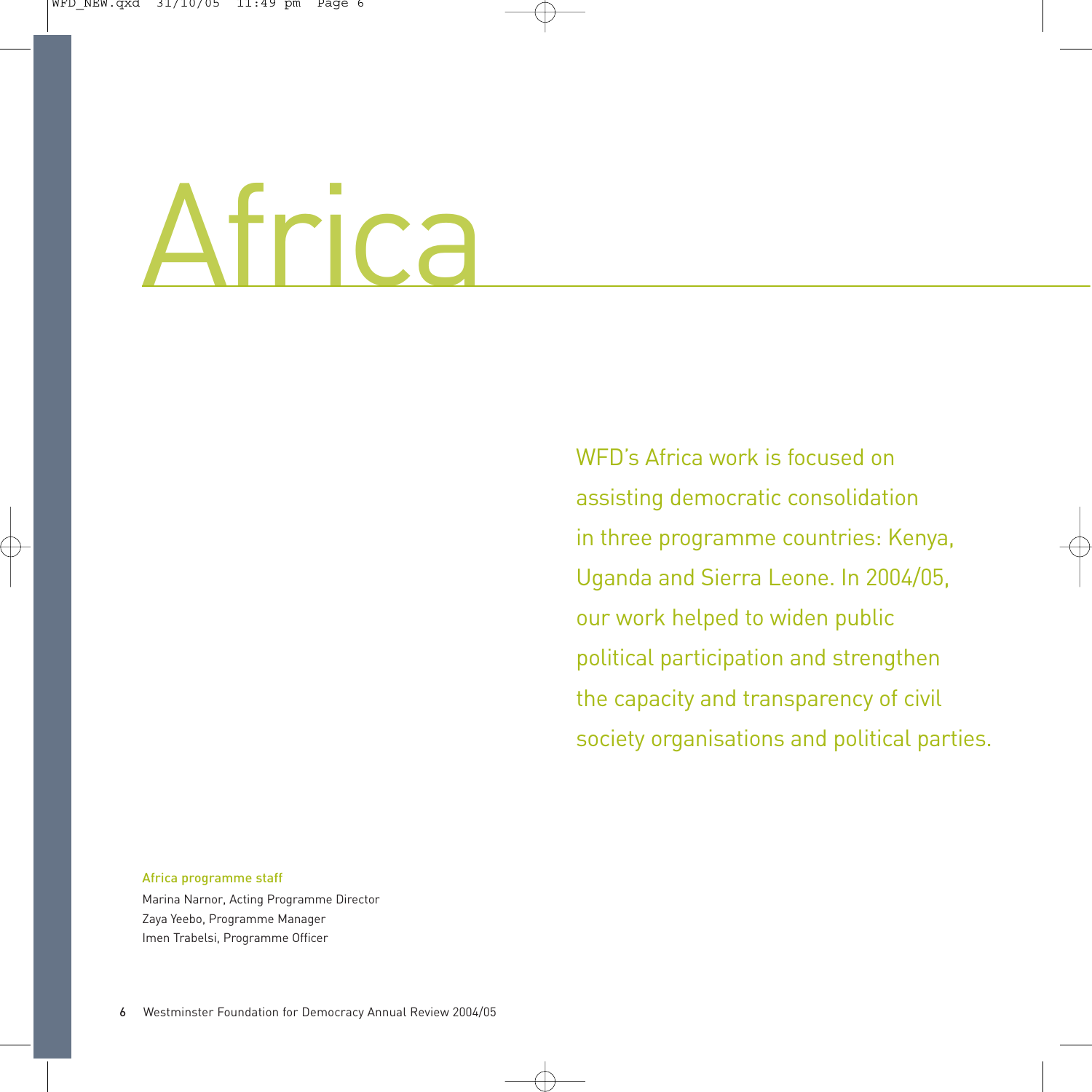# Africa

WFD's Africa work is focused on assisting democratic consolidation in three programme countries: Kenya, Uganda and Sierra Leone. In 2004/05, our work helped to widen public political participation and strengthen the capacity and transparency of civil society organisations and political parties.

**Africa programme staff**

Marina Narnor, Acting Programme Director
Zaya Yeebo, Programme Manager
Imen Trabelsi, Programme Officer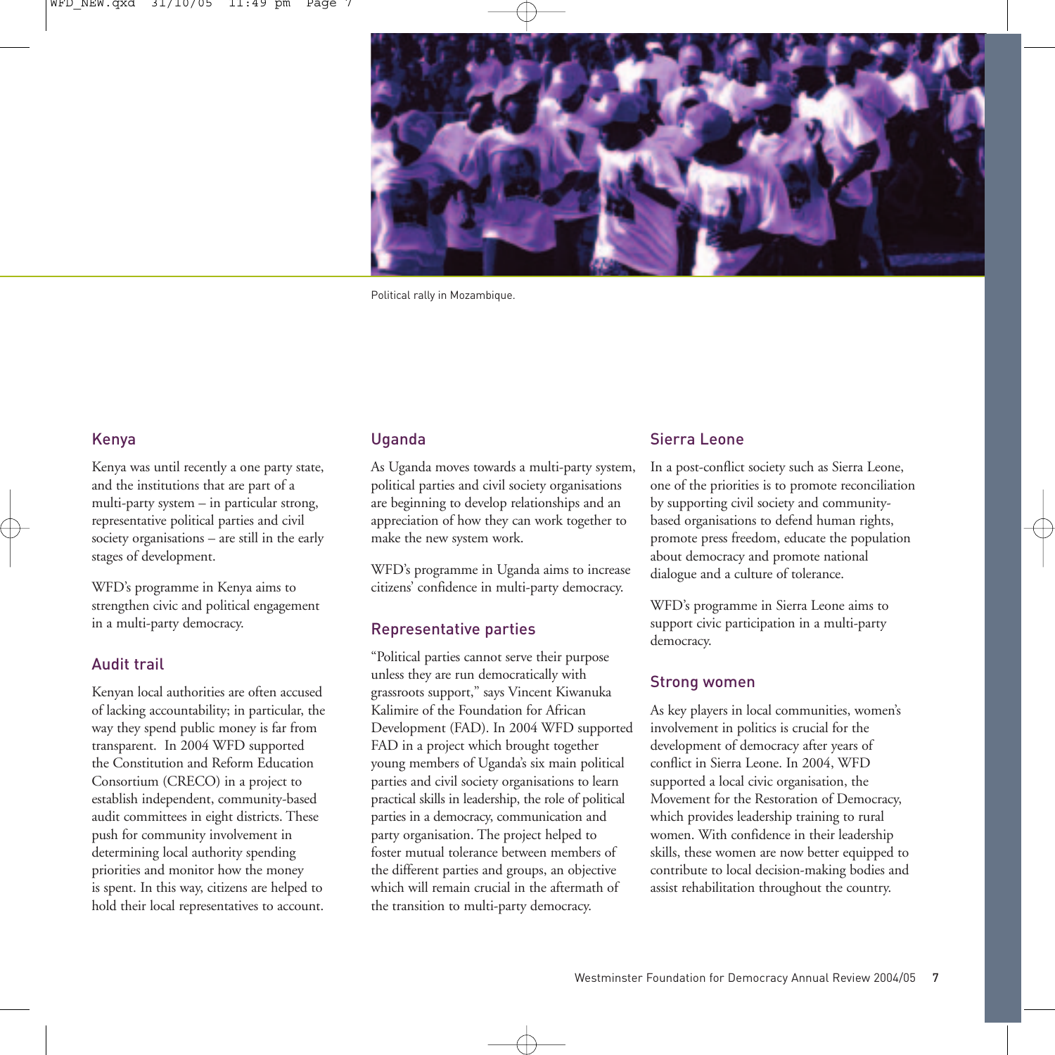Political rally in Mozambique.

## Kenya

Kenya was until recently a one party state, and the institutions that are part of a multi-party system – in particular strong, representative political parties and civil society organisations – are still in the early stages of development.

WFD's programme in Kenya aims to strengthen civic and political engagement in a multi-party democracy.

## Audit trail

Kenyan local authorities are often accused of lacking accountability; in particular, the way they spend public money is far from transparent. In 2004 WFD supported the Constitution and Reform Education Consortium (CRECO) in a project to establish independent, community-based audit committees in eight districts. These push for community involvement in determining local authority spending priorities and monitor how the money is spent. In this way, citizens are helped to hold their local representatives to account.

## Uganda

As Uganda moves towards a multi-party system, political parties and civil society organisations are beginning to develop relationships and an appreciation of how they can work together to make the new system work.

WFD's programme in Uganda aims to increase citizens' confidence in multi-party democracy.

## Representative parties

"Political parties cannot serve their purpose unless they are run democratically with grassroots support," says Vincent Kiwanuka Kalimire of the Foundation for African Development (FAD). In 2004 WFD supported FAD in a project which brought together young members of Uganda's six main political parties and civil society organisations to learn practical skills in leadership, the role of political parties in a democracy, communication and party organisation. The project helped to foster mutual tolerance between members of the different parties and groups, an objective which will remain crucial in the aftermath of the transition to multi-party democracy.

## Sierra Leone

In a post-conflict society such as Sierra Leone, one of the priorities is to promote reconciliation by supporting civil society and community-based organisations to defend human rights, promote press freedom, educate the population about democracy and promote national dialogue and a culture of tolerance.

WFD's programme in Sierra Leone aims to support civic participation in a multi-party democracy.

## Strong women

As key players in local communities, women's involvement in politics is crucial for the development of democracy after years of conflict in Sierra Leone. In 2004, WFD supported a local civic organisation, the Movement for the Restoration of Democracy, which provides leadership training to rural women. With confidence in their leadership skills, these women are now better equipped to contribute to local decision-making bodies and assist rehabilitation throughout the country.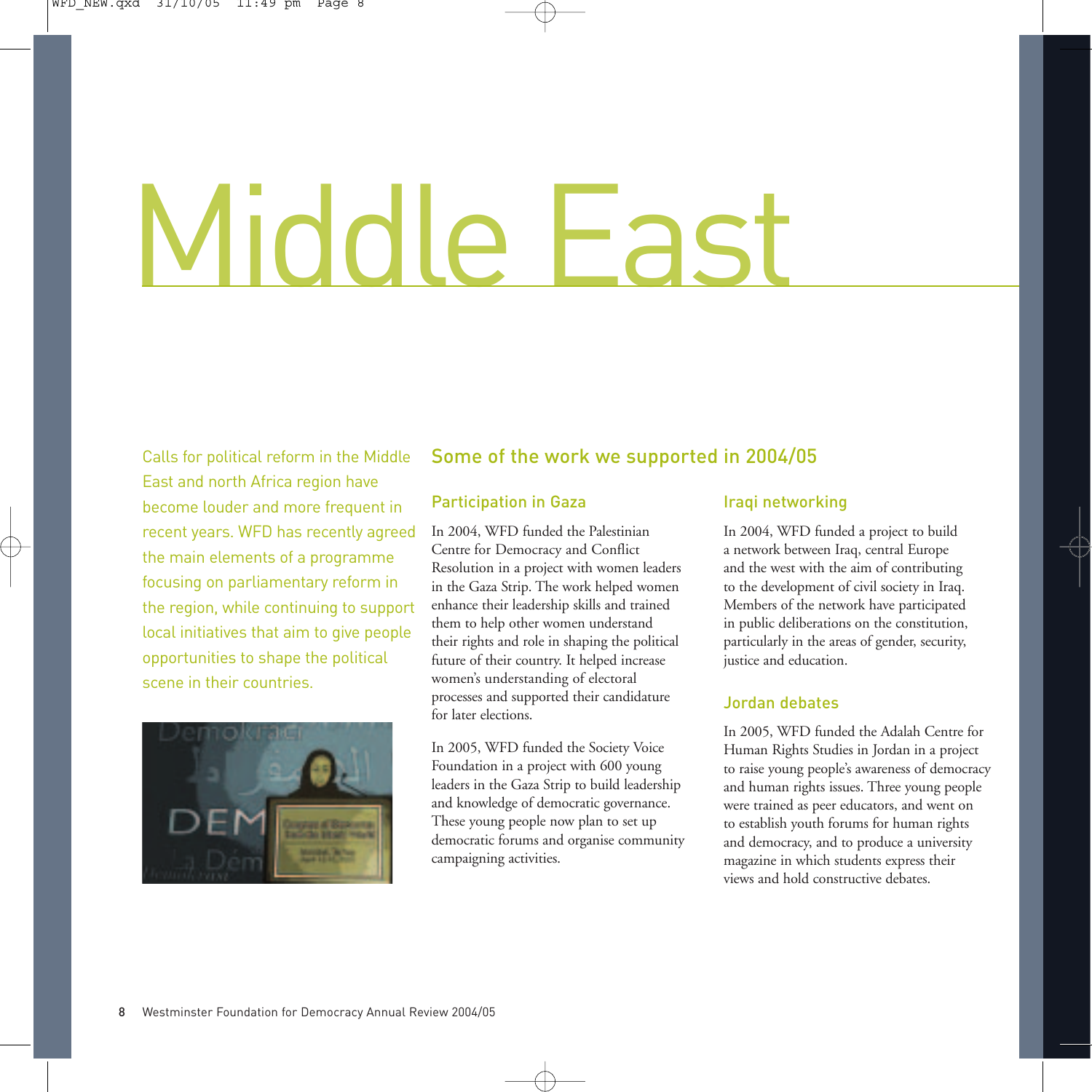# Middle East

Calls for political reform in the Middle East and north Africa region have become louder and more frequent in recent years. WFD has recently agreed the main elements of a programme focusing on parliamentary reform in the region, while continuing to support local initiatives that aim to give people opportunities to shape the political scene in their countries.

## Some of the work we supported in 2004/05

### Participation in Gaza

In 2004, WFD funded the Palestinian Centre for Democracy and Conflict Resolution in a project with women leaders in the Gaza Strip. The work helped women enhance their leadership skills and trained them to help other women understand their rights and role in shaping the political future of their country. It helped increase women's understanding of electoral processes and supported their candidature for later elections.

In 2005, WFD funded the Society Voice Foundation in a project with 600 young leaders in the Gaza Strip to build leadership and knowledge of democratic governance. These young people now plan to set up democratic forums and organise community campaigning activities.

### Iraqi networking

In 2004, WFD funded a project to build a network between Iraq, central Europe and the west with the aim of contributing to the development of civil society in Iraq. Members of the network have participated in public deliberations on the constitution, particularly in the areas of gender, security, justice and education.

### Jordan debates

In 2005, WFD funded the Adalah Centre for Human Rights Studies in Jordan in a project to raise young people's awareness of democracy and human rights issues. Three young people were trained as peer educators, and went on to establish youth forums for human rights and democracy, and to produce a university magazine in which students express their views and hold constructive debates.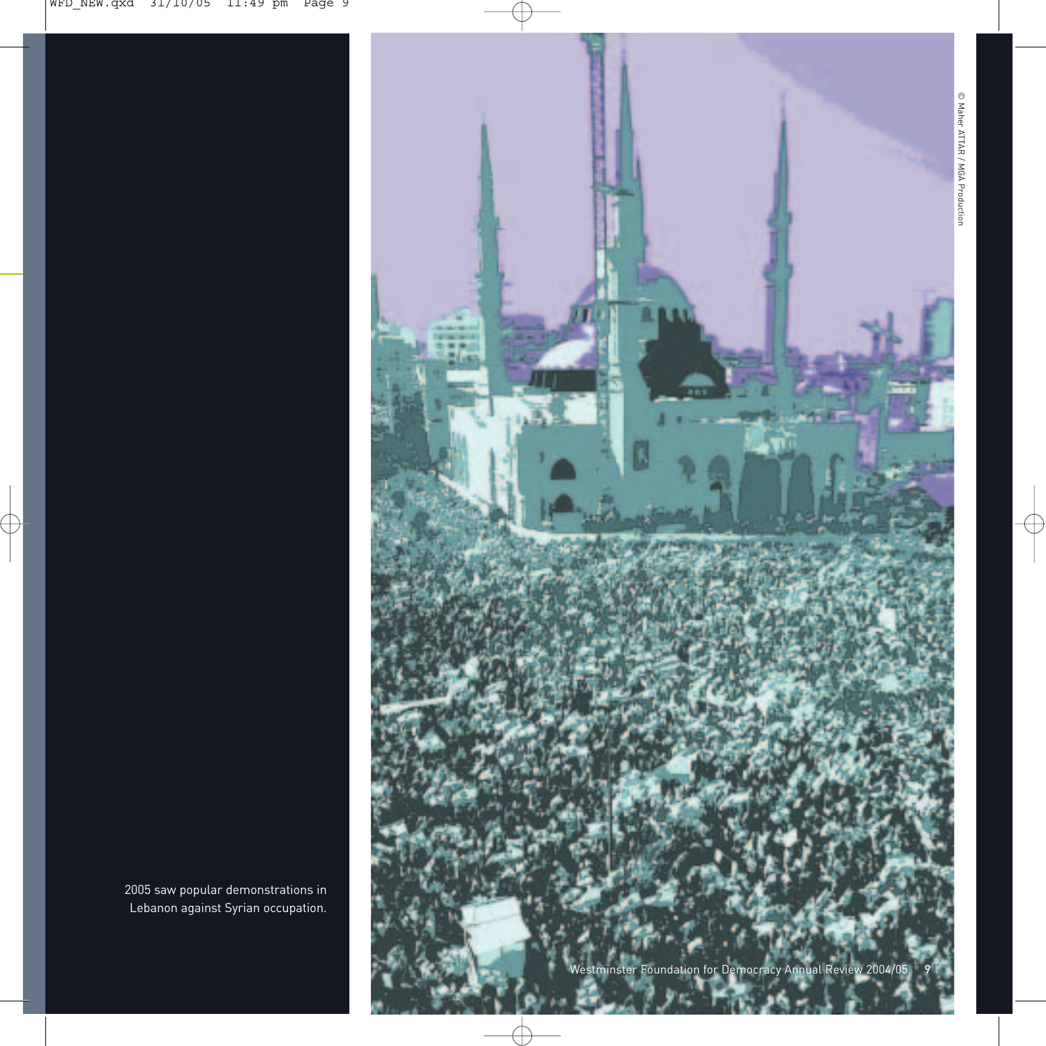2005 saw popular demonstrations in Lebanon against Syrian occupation.

© Maher ATTAR / MGA Production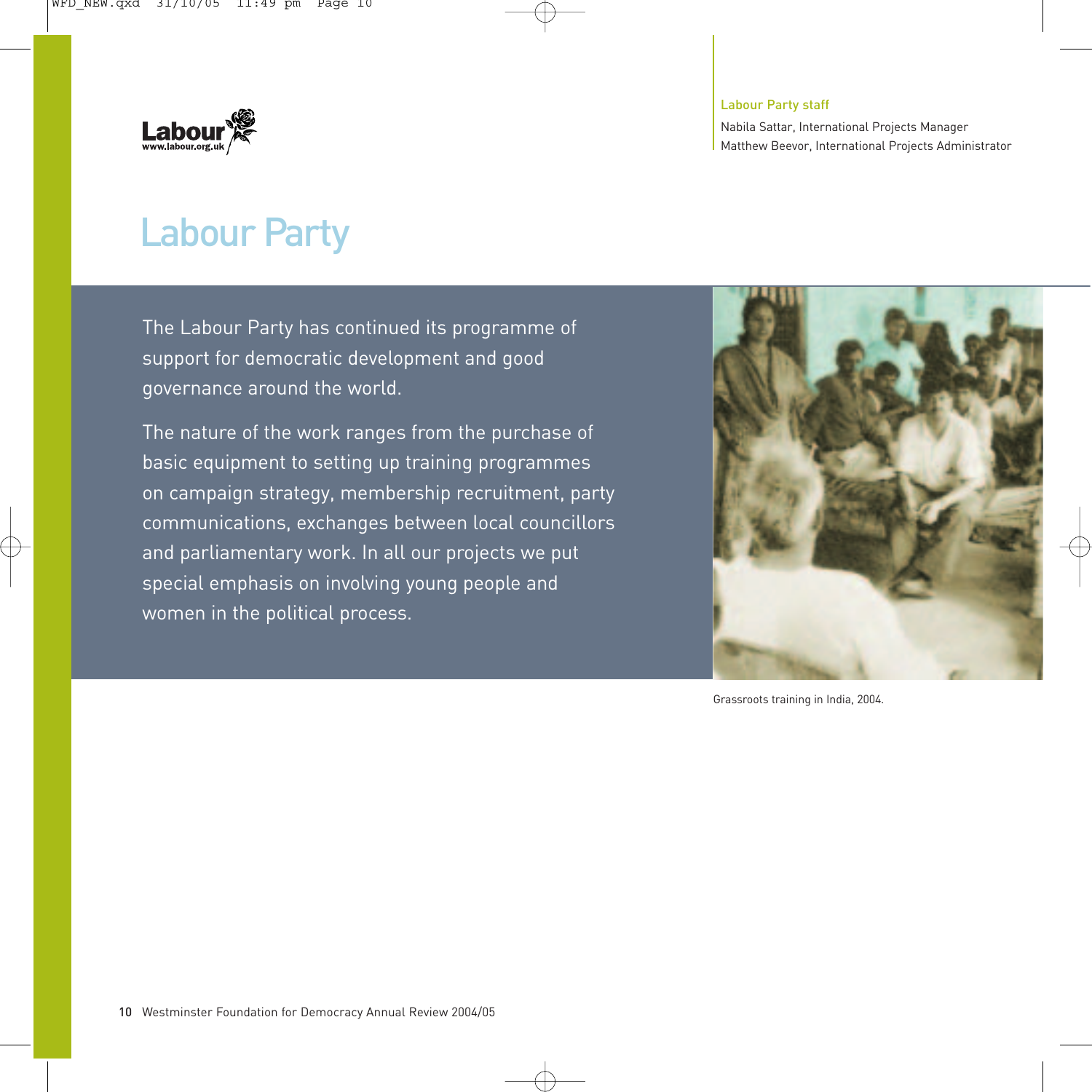Labour Party staff

Nabila Sattar, International Projects Manager
Matthew Beevor, International Projects Administrator

# Labour Party

The Labour Party has continued its programme of support for democratic development and good governance around the world.

The nature of the work ranges from the purchase of basic equipment to setting up training programmes on campaign strategy, membership recruitment, party communications, exchanges between local councillors and parliamentary work. In all our projects we put special emphasis on involving young people and women in the political process.

Grassroots training in India, 2004.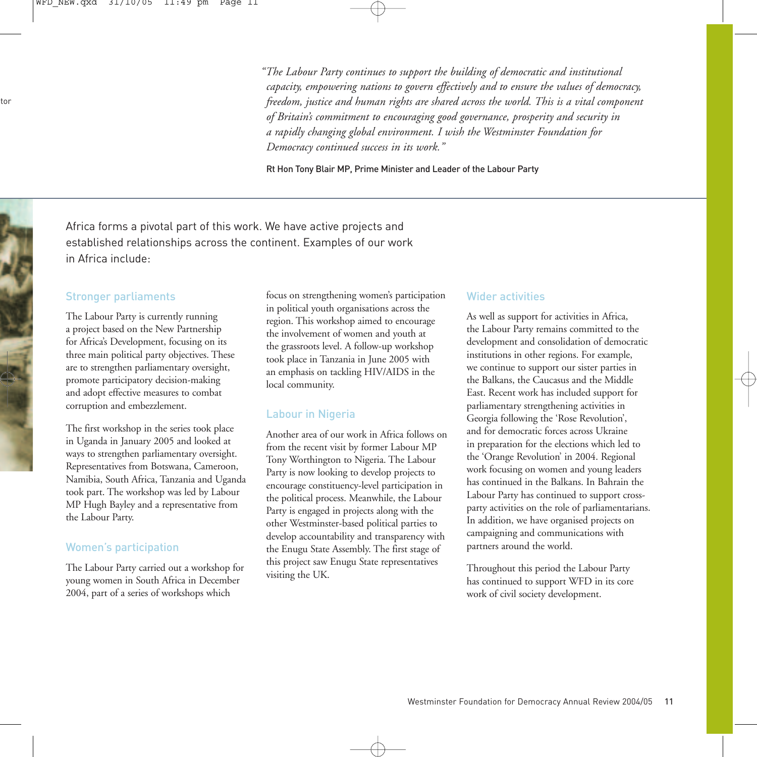*"The Labour Party continues to support the building of democratic and institutional capacity, empowering nations to govern effectively and to ensure the values of democracy, freedom, justice and human rights are shared across the world. This is a vital component of Britain's commitment to encouraging good governance, prosperity and security in a rapidly changing global environment. I wish the Westminster Foundation for Democracy continued success in its work."*

Rt Hon Tony Blair MP, Prime Minister and Leader of the Labour Party

Africa forms a pivotal part of this work. We have active projects and established relationships across the continent. Examples of our work in Africa include:

## Stronger parliaments

The Labour Party is currently running a project based on the New Partnership for Africa's Development, focusing on its three main political party objectives. These are to strengthen parliamentary oversight, promote participatory decision-making and adopt effective measures to combat corruption and embezzlement.

The first workshop in the series took place in Uganda in January 2005 and looked at ways to strengthen parliamentary oversight. Representatives from Botswana, Cameroon, Namibia, South Africa, Tanzania and Uganda took part. The workshop was led by Labour MP Hugh Bayley and a representative from the Labour Party.

## Women's participation

The Labour Party carried out a workshop for young women in South Africa in December 2004, part of a series of workshops which focus on strengthening women's participation in political youth organisations across the region. This workshop aimed to encourage the involvement of women and youth at the grassroots level. A follow-up workshop took place in Tanzania in June 2005 with an emphasis on tackling HIV/AIDS in the local community.

## Labour in Nigeria

Another area of our work in Africa follows on from the recent visit by former Labour MP Tony Worthington to Nigeria. The Labour Party is now looking to develop projects to encourage constituency-level participation in the political process. Meanwhile, the Labour Party is engaged in projects along with the other Westminster-based political parties to develop accountability and transparency with the Enugu State Assembly. The first stage of this project saw Enugu State representatives visiting the UK.

## Wider activities

As well as support for activities in Africa, the Labour Party remains committed to the development and consolidation of democratic institutions in other regions. For example, we continue to support our sister parties in the Balkans, the Caucasus and the Middle East. Recent work has included support for parliamentary strengthening activities in Georgia following the 'Rose Revolution', and for democratic forces across Ukraine in preparation for the elections which led to the 'Orange Revolution' in 2004. Regional work focusing on women and young leaders has continued in the Balkans. In Bahrain the Labour Party has continued to support cross-party activities on the role of parliamentarians. In addition, we have organised projects on campaigning and communications with partners around the world.

Throughout this period the Labour Party has continued to support WFD in its core work of civil society development.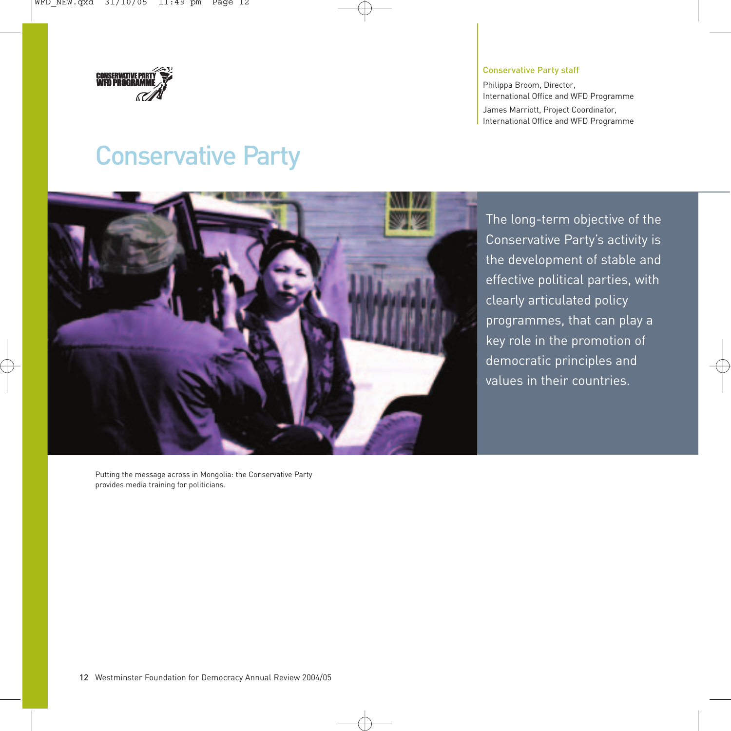CONSERVATIVE PARTY
WFD PROGRAMME

**Conservative Party staff**

Philippa Broom, Director,
International Office and WFD Programme

James Marriott, Project Coordinator,
International Office and WFD Programme

# Conservative Party

The long-term objective of the Conservative Party's activity is the development of stable and effective political parties, with clearly articulated policy programmes, that can play a key role in the promotion of democratic principles and values in their countries.

Putting the message across in Mongolia: the Conservative Party provides media training for politicians.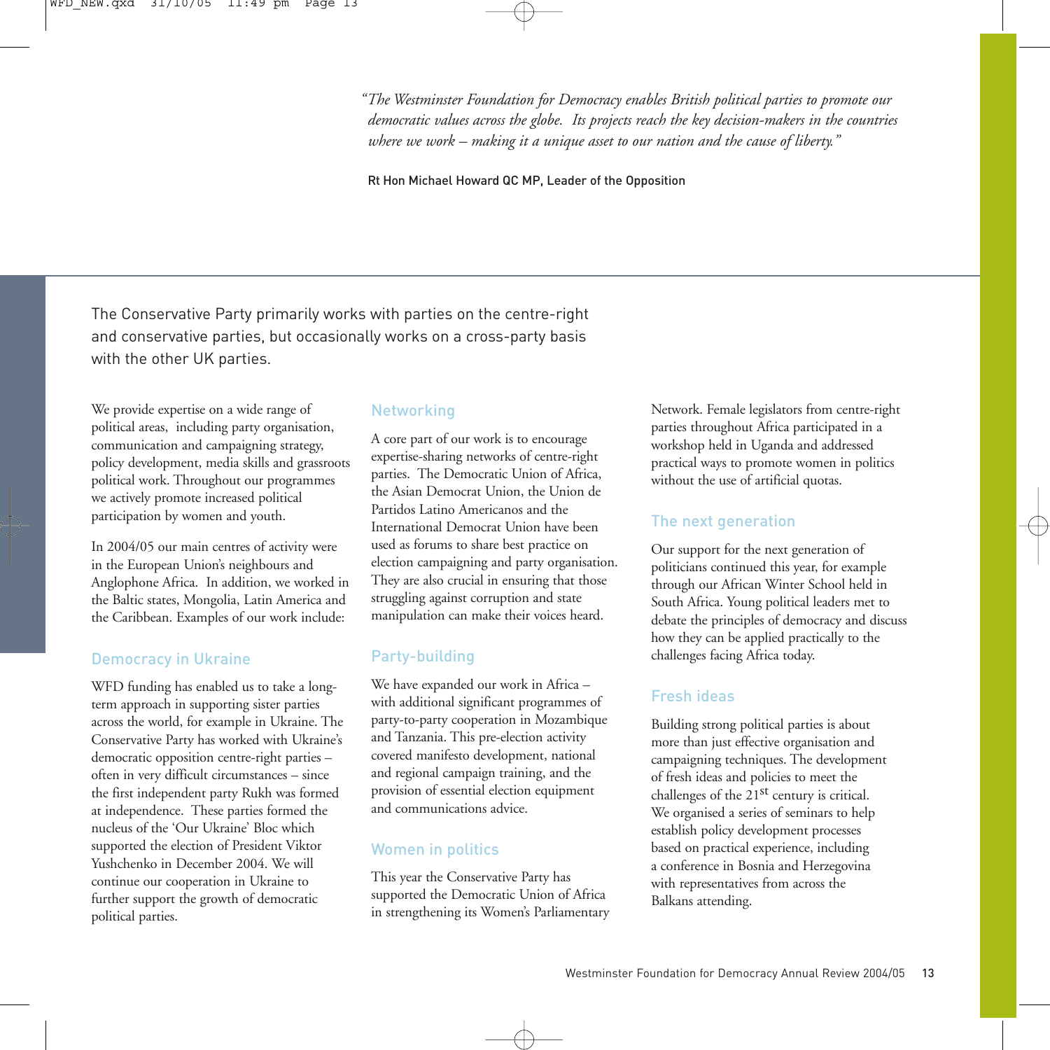*"The Westminster Foundation for Democracy enables British political parties to promote our democratic values across the globe. Its projects reach the key decision-makers in the countries where we work – making it a unique asset to our nation and the cause of liberty."*

Rt Hon Michael Howard QC MP, Leader of the Opposition

The Conservative Party primarily works with parties on the centre-right and conservative parties, but occasionally works on a cross-party basis with the other UK parties.

We provide expertise on a wide range of political areas, including party organisation, communication and campaigning strategy, policy development, media skills and grassroots political work. Throughout our programmes we actively promote increased political participation by women and youth.

In 2004/05 our main centres of activity were in the European Union's neighbours and Anglophone Africa. In addition, we worked in the Baltic states, Mongolia, Latin America and the Caribbean. Examples of our work include:

### Democracy in Ukraine

WFD funding has enabled us to take a long-term approach in supporting sister parties across the world, for example in Ukraine. The Conservative Party has worked with Ukraine's democratic opposition centre-right parties – often in very difficult circumstances – since the first independent party Rukh was formed at independence. These parties formed the nucleus of the 'Our Ukraine' Bloc which supported the election of President Viktor Yushchenko in December 2004. We will continue our cooperation in Ukraine to further support the growth of democratic political parties.

### Networking

A core part of our work is to encourage expertise-sharing networks of centre-right parties. The Democratic Union of Africa, the Asian Democrat Union, the Union de Partidos Latino Americanos and the International Democrat Union have been used as forums to share best practice on election campaigning and party organisation. They are also crucial in ensuring that those struggling against corruption and state manipulation can make their voices heard.

### Party-building

We have expanded our work in Africa – with additional significant programmes of party-to-party cooperation in Mozambique and Tanzania. This pre-election activity covered manifesto development, national and regional campaign training, and the provision of essential election equipment and communications advice.

### Women in politics

This year the Conservative Party has supported the Democratic Union of Africa in strengthening its Women's Parliamentary Network. Female legislators from centre-right parties throughout Africa participated in a workshop held in Uganda and addressed practical ways to promote women in politics without the use of artificial quotas.

### The next generation

Our support for the next generation of politicians continued this year, for example through our African Winter School held in South Africa. Young political leaders met to debate the principles of democracy and discuss how they can be applied practically to the challenges facing Africa today.

### Fresh ideas

Building strong political parties is about more than just effective organisation and campaigning techniques. The development of fresh ideas and policies to meet the challenges of the 21st century is critical. We organised a series of seminars to help establish policy development processes based on practical experience, including a conference in Bosnia and Herzegovina with representatives from across the Balkans attending.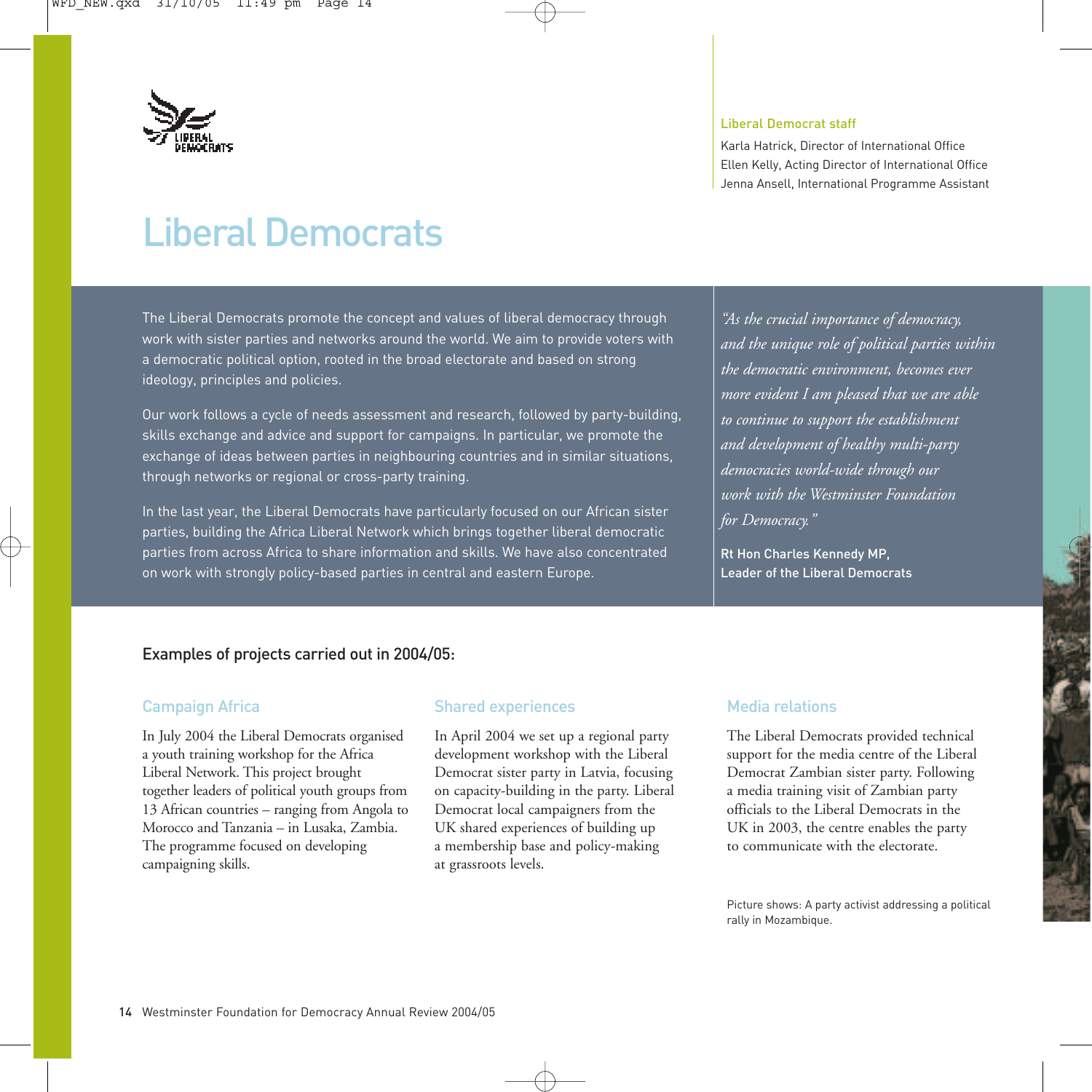# Liberal Democrats

**Liberal Democrat staff**

Karla Hatrick, Director of International Office
Ellen Kelly, Acting Director of International Office
Jenna Ansell, International Programme Assistant

The Liberal Democrats promote the concept and values of liberal democracy through work with sister parties and networks around the world. We aim to provide voters with a democratic political option, rooted in the broad electorate and based on strong ideology, principles and policies.

Our work follows a cycle of needs assessment and research, followed by party-building, skills exchange and advice and support for campaigns. In particular, we promote the exchange of ideas between parties in neighbouring countries and in similar situations, through networks or regional or cross-party training.

In the last year, the Liberal Democrats have particularly focused on our African sister parties, building the Africa Liberal Network which brings together liberal democratic parties from across Africa to share information and skills. We have also concentrated on work with strongly policy-based parties in central and eastern Europe.

*"As the crucial importance of democracy, and the unique role of political parties within the democratic environment, becomes ever more evident I am pleased that we are able to continue to support the establishment and development of healthy multi-party democracies world-wide through our work with the Westminster Foundation for Democracy."*

Rt Hon Charles Kennedy MP,
Leader of the Liberal Democrats

## Examples of projects carried out in 2004/05:

### Campaign Africa

In July 2004 the Liberal Democrats organised a youth training workshop for the Africa Liberal Network. This project brought together leaders of political youth groups from 13 African countries – ranging from Angola to Morocco and Tanzania – in Lusaka, Zambia. The programme focused on developing campaigning skills.

### Shared experiences

In April 2004 we set up a regional party development workshop with the Liberal Democrat sister party in Latvia, focusing on capacity-building in the party. Liberal Democrat local campaigners from the UK shared experiences of building up a membership base and policy-making at grassroots levels.

### Media relations

The Liberal Democrats provided technical support for the media centre of the Liberal Democrat Zambian sister party. Following a media training visit of Zambian party officials to the Liberal Democrats in the UK in 2003, the centre enables the party to communicate with the electorate.

Picture shows: A party activist addressing a political rally in Mozambique.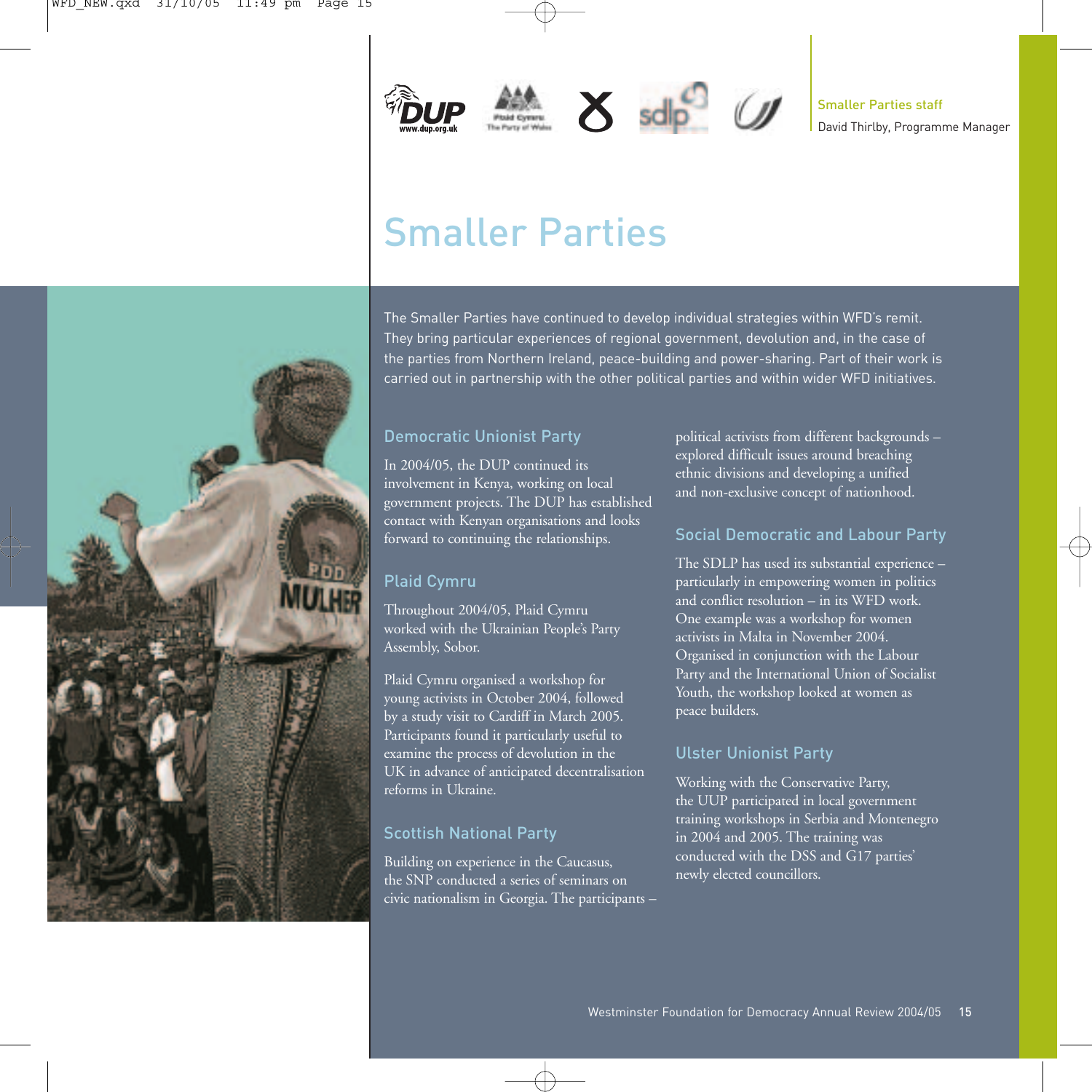Smaller Parties staff

David Thirlby, Programme Manager

# Smaller Parties

The Smaller Parties have continued to develop individual strategies within WFD's remit. They bring particular experiences of regional government, devolution and, in the case of the parties from Northern Ireland, peace-building and power-sharing. Part of their work is carried out in partnership with the other political parties and within wider WFD initiatives.

## Democratic Unionist Party

In 2004/05, the DUP continued its involvement in Kenya, working on local government projects. The DUP has established contact with Kenyan organisations and looks forward to continuing the relationships.

## Plaid Cymru

Throughout 2004/05, Plaid Cymru worked with the Ukrainian People's Party Assembly, Sobor.

Plaid Cymru organised a workshop for young activists in October 2004, followed by a study visit to Cardiff in March 2005. Participants found it particularly useful to examine the process of devolution in the UK in advance of anticipated decentralisation reforms in Ukraine.

## Scottish National Party

Building on experience in the Caucasus, the SNP conducted a series of seminars on civic nationalism in Georgia. The participants – political activists from different backgrounds – explored difficult issues around breaching ethnic divisions and developing a unified and non-exclusive concept of nationhood.

## Social Democratic and Labour Party

The SDLP has used its substantial experience – particularly in empowering women in politics and conflict resolution – in its WFD work. One example was a workshop for women activists in Malta in November 2004. Organised in conjunction with the Labour Party and the International Union of Socialist Youth, the workshop looked at women as peace builders.

## Ulster Unionist Party

Working with the Conservative Party, the UUP participated in local government training workshops in Serbia and Montenegro in 2004 and 2005. The training was conducted with the DSS and G17 parties' newly elected councillors.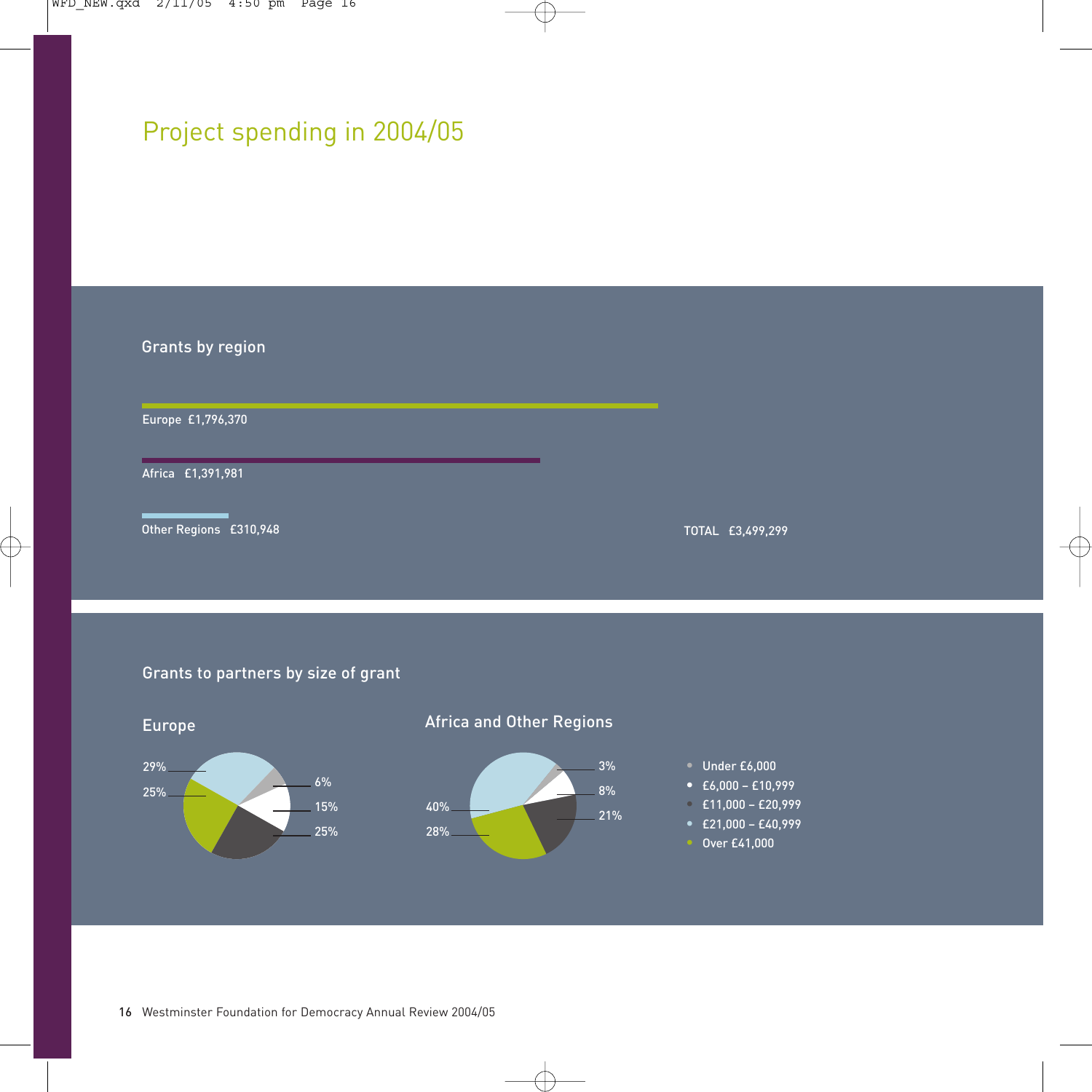# Project spending in 2004/05

## Grants by region

Europe £1,796,370

Africa £1,391,981

Other Regions £310,948

TOTAL £3,499,299

## Grants to partners by size of grant

### Europe

29%
25%
6%
15%
25%

### Africa and Other Regions

3%
8%
21%
40%
28%

- Under £6,000
- £6,000 – £10,999
- £11,000 – £20,999
- £21,000 – £40,999
- Over £41,000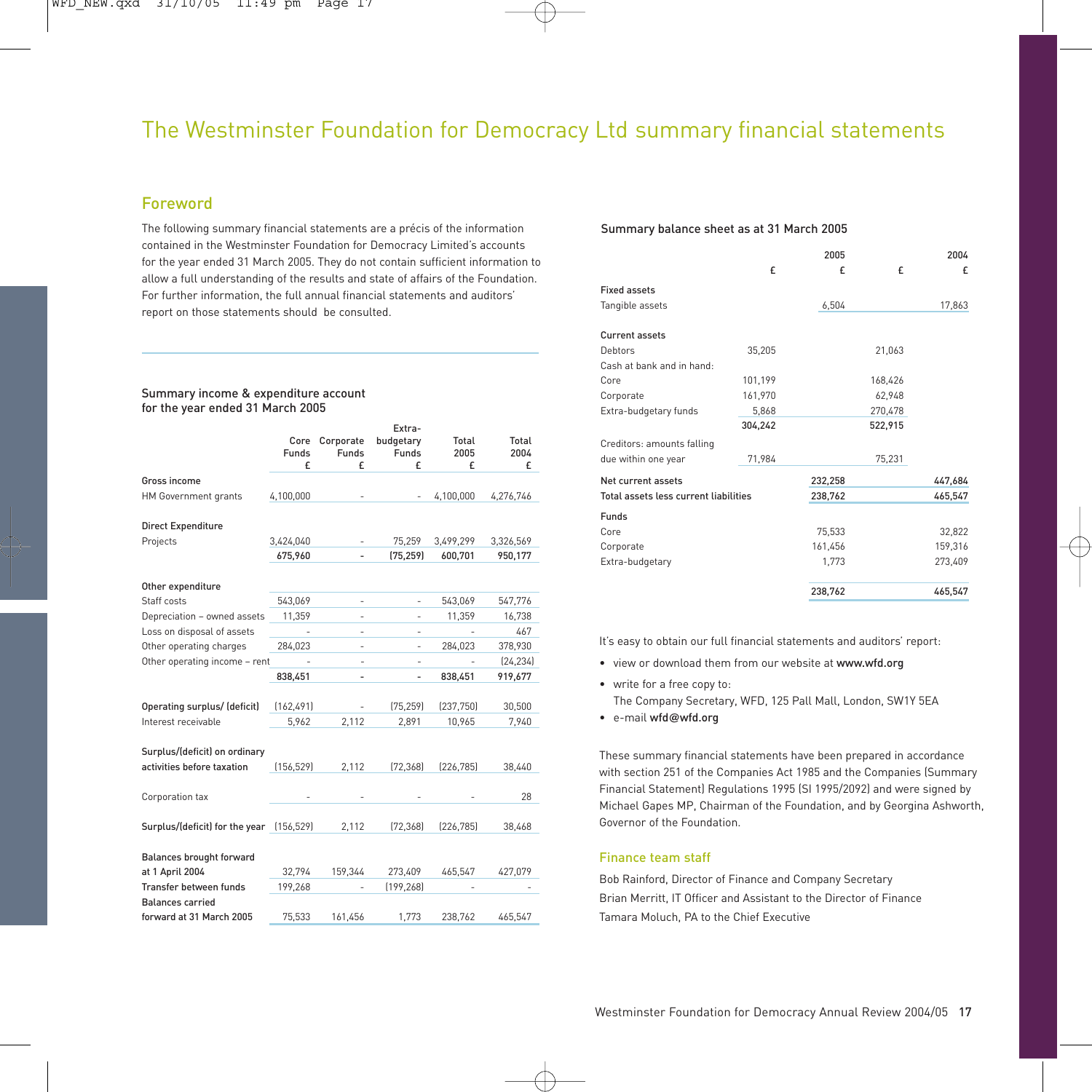# The Westminster Foundation for Democracy Ltd summary financial statements

## Foreword

The following summary financial statements are a précis of the information contained in the Westminster Foundation for Democracy Limited's accounts for the year ended 31 March 2005. They do not contain sufficient information to allow a full understanding of the results and state of affairs of the Foundation. For further information, the full annual financial statements and auditors' report on those statements should be consulted.

### Summary income & expenditure account for the year ended 31 March 2005

| | Core Funds £ | Corporate Funds £ | Extra-budgetary Funds £ | Total 2005 £ | Total 2004 £ |
|---|---|---|---|---|---|
| **Gross income** | | | | | |
| HM Government grants | 4,100,000 | - | - | 4,100,000 | 4,276,746 |
| **Direct Expenditure** | | | | | |
| Projects | 3,424,040 | - | 75,259 | 3,499,299 | 3,326,569 |
| | **675,960** | **-** | **(75,259)** | **600,701** | **950,177** |
| **Other expenditure** | | | | | |
| Staff costs | 543,069 | - | - | 543,069 | 547,776 |
| Depreciation – owned assets | 11,359 | - | - | 11,359 | 16,738 |
| Loss on disposal of assets | - | - | - | - | 467 |
| Other operating charges | 284,023 | - | - | 284,023 | 378,930 |
| Other operating income – rent | - | - | - | - | (24,234) |
| | **838,451** | **-** | **-** | **838,451** | **919,677** |
| **Operating surplus/ (deficit)** | (162,491) | - | (75,259) | (237,750) | 30,500 |
| Interest receivable | 5,962 | 2,112 | 2,891 | 10,965 | 7,940 |
| **Surplus/(deficit) on ordinary activities before taxation** | (156,529) | 2,112 | (72,368) | (226,785) | 38,440 |
| Corporation tax | - | - | - | - | 28 |
| **Surplus/(deficit) for the year** | (156,529) | 2,112 | (72,368) | (226,785) | 38,468 |
| **Balances brought forward at 1 April 2004** | 32,794 | 159,344 | 273,409 | 465,547 | 427,079 |
| **Transfer between funds** | 199,268 | - | (199,268) | - | - |
| **Balances carried forward at 31 March 2005** | 75,533 | 161,456 | 1,773 | 238,762 | 465,547 |

### Summary balance sheet as at 31 March 2005

| | 2005 £ | 2005 £ | 2004 £ | 2004 £ |
|---|---|---|---|---|
| **Fixed assets** | | | | |
| Tangible assets | | 6,504 | | 17,863 |
| **Current assets** | | | | |
| Debtors | 35,205 | | 21,063 | |
| Cash at bank and in hand: | | | | |
| Core | 101,199 | | 168,426 | |
| Corporate | 161,970 | | 62,948 | |
| Extra-budgetary funds | 5,868 | | 270,478 | |
| | **304,242** | | **522,915** | |
| Creditors: amounts falling due within one year | 71,984 | | 75,231 | |
| **Net current assets** | | 232,258 | | 447,684 |
| **Total assets less current liabilities** | | 238,762 | | 465,547 |
| **Funds** | | | | |
| Core | | 75,533 | | 32,822 |
| Corporate | | 161,456 | | 159,316 |
| Extra-budgetary | | 1,773 | | 273,409 |
| | | 238,762 | | 465,547 |

It's easy to obtain our full financial statements and auditors' report:

- view or download them from our website at **www.wfd.org**
- write for a free copy to:
  The Company Secretary, WFD, 125 Pall Mall, London, SW1Y 5EA
- e-mail **wfd@wfd.org**

These summary financial statements have been prepared in accordance with section 251 of the Companies Act 1985 and the Companies (Summary Financial Statement) Regulations 1995 (SI 1995/2092) and were signed by Michael Gapes MP, Chairman of the Foundation, and by Georgina Ashworth, Governor of the Foundation.

## Finance team staff

Bob Rainford, Director of Finance and Company Secretary

Brian Merritt, IT Officer and Assistant to the Director of Finance

Tamara Moluch, PA to the Chief Executive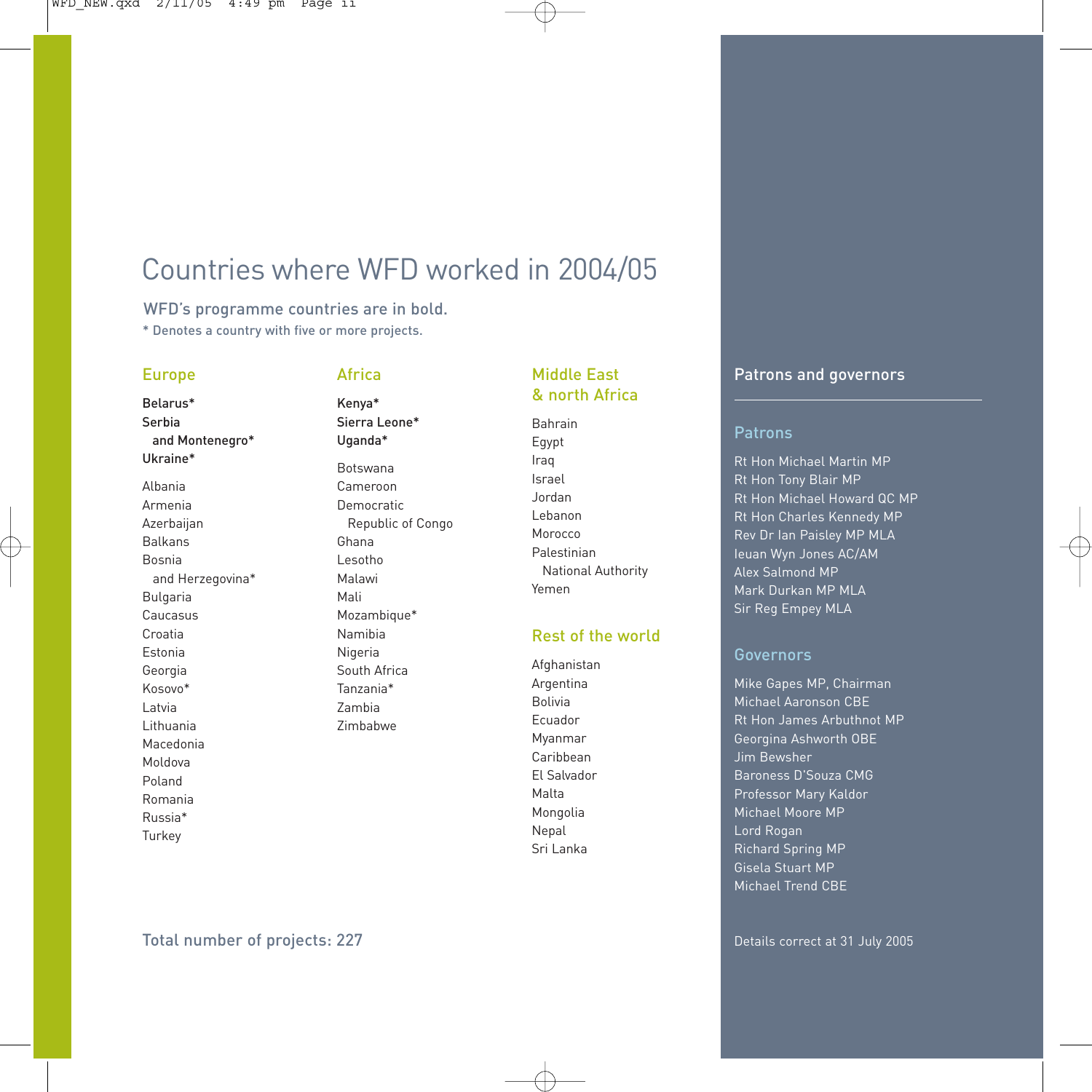# Countries where WFD worked in 2004/05

WFD's programme countries are in bold.

* Denotes a country with five or more projects.

## Europe

**Belarus***
**Serbia and Montenegro***
**Ukraine***

Albania
Armenia
Azerbaijan
Balkans
Bosnia and Herzegovina*
Bulgaria
Caucasus
Croatia
Estonia
Georgia
Kosovo*
Latvia
Lithuania
Macedonia
Moldova
Poland
Romania
Russia*
Turkey

## Africa

**Kenya***
**Sierra Leone***
**Uganda***

Botswana
Cameroon
Democratic Republic of Congo
Ghana
Lesotho
Malawi
Mali
Mozambique*
Namibia
Nigeria
South Africa
Tanzania*
Zambia
Zimbabwe

## Middle East & north Africa

Bahrain
Egypt
Iraq
Israel
Jordan
Lebanon
Morocco
Palestinian National Authority
Yemen

## Rest of the world

Afghanistan
Argentina
Bolivia
Ecuador
Myanmar
Caribbean
El Salvador
Malta
Mongolia
Nepal
Sri Lanka

Total number of projects: 227

## Patrons and governors

### Patrons

Rt Hon Michael Martin MP
Rt Hon Tony Blair MP
Rt Hon Michael Howard QC MP
Rt Hon Charles Kennedy MP
Rev Dr Ian Paisley MP MLA
Ieuan Wyn Jones AC/AM
Alex Salmond MP
Mark Durkan MP MLA
Sir Reg Empey MLA

### Governors

Mike Gapes MP, Chairman
Michael Aaronson CBE
Rt Hon James Arbuthnot MP
Georgina Ashworth OBE
Jim Bewsher
Baroness D'Souza CMG
Professor Mary Kaldor
Michael Moore MP
Lord Rogan
Richard Spring MP
Gisela Stuart MP
Michael Trend CBE

Details correct at 31 July 2005